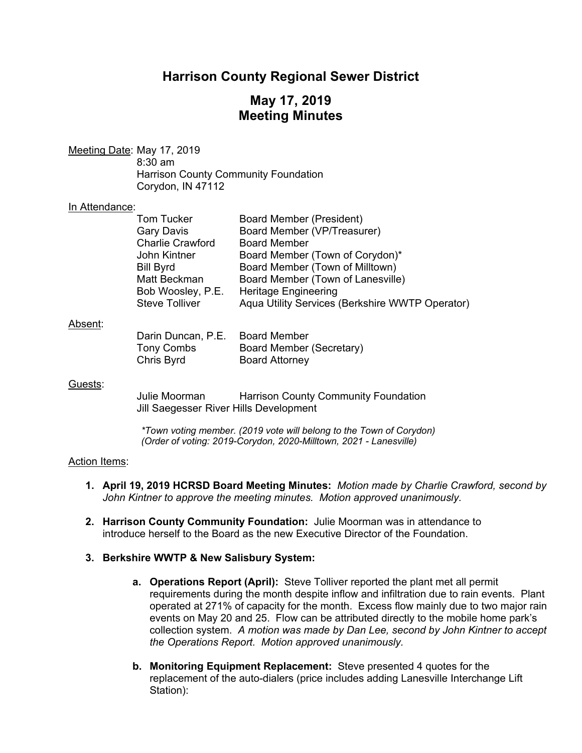# Harrison County Regional Sewer District

## May 17, 2019
## Meeting Minutes

Meeting Date: May 17, 2019
8:30 am
Harrison County Community Foundation
Corydon, IN 47112

In Attendance:

| | |
|---|---|
| Tom Tucker | Board Member (President) |
| Gary Davis | Board Member (VP/Treasurer) |
| Charlie Crawford | Board Member |
| John Kintner | Board Member (Town of Corydon)* |
| Bill Byrd | Board Member (Town of Milltown) |
| Matt Beckman | Board Member (Town of Lanesville) |
| Bob Woosley, P.E. | Heritage Engineering |
| Steve Tolliver | Aqua Utility Services (Berkshire WWTP Operator) |

Absent:

| | |
|---|---|
| Darin Duncan, P.E. | Board Member |
| Tony Combs | Board Member (Secretary) |
| Chris Byrd | Board Attorney |

Guests:

Julie Moorman Harrison County Community Foundation
Jill Saegesser River Hills Development

*\*Town voting member. (2019 vote will belong to the Town of Corydon)*
*(Order of voting: 2019-Corydon, 2020-Milltown, 2021 - Lanesville)*

Action Items:

1. **April 19, 2019 HCRSD Board Meeting Minutes:** *Motion made by Charlie Crawford, second by John Kintner to approve the meeting minutes. Motion approved unanimously.*

2. **Harrison County Community Foundation:** Julie Moorman was in attendance to introduce herself to the Board as the new Executive Director of the Foundation.

3. **Berkshire WWTP & New Salisbury System:**

   a. **Operations Report (April):** Steve Tolliver reported the plant met all permit requirements during the month despite inflow and infiltration due to rain events. Plant operated at 271% of capacity for the month. Excess flow mainly due to two major rain events on May 20 and 25. Flow can be attributed directly to the mobile home park's collection system. *A motion was made by Dan Lee, second by John Kintner to accept the Operations Report. Motion approved unanimously.*

   b. **Monitoring Equipment Replacement:** Steve presented 4 quotes for the replacement of the auto-dialers (price includes adding Lanesville Interchange Lift Station):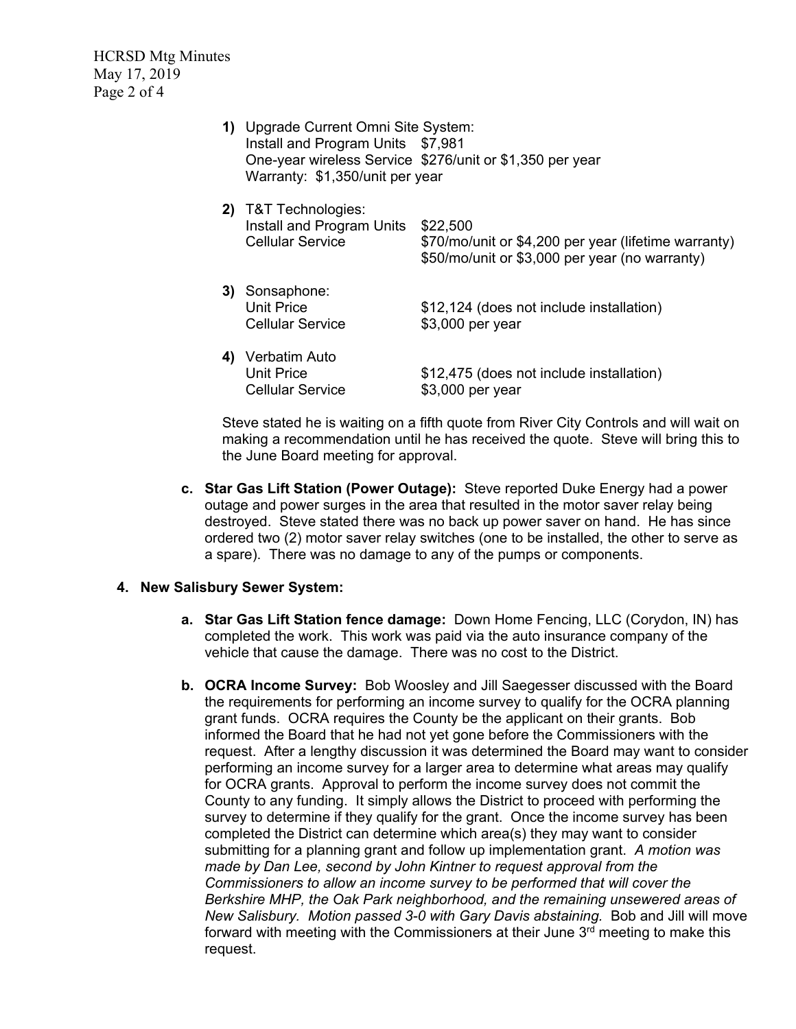1) Upgrade Current Omni Site System:
   Install and Program Units  $7,981
   One-year wireless Service  $276/unit or $1,350 per year
   Warranty:  $1,350/unit per year

2) T&T Technologies:
   Install and Program Units  $22,500
   Cellular Service  $70/mo/unit or $4,200 per year (lifetime warranty)
   $50/mo/unit or $3,000 per year (no warranty)

3) Sonsaphone:
   Unit Price  $12,124 (does not include installation)
   Cellular Service  $3,000 per year

4) Verbatim Auto
   Unit Price  $12,475 (does not include installation)
   Cellular Service  $3,000 per year

Steve stated he is waiting on a fifth quote from River City Controls and will wait on making a recommendation until he has received the quote. Steve will bring this to the June Board meeting for approval.

c. **Star Gas Lift Station (Power Outage):** Steve reported Duke Energy had a power outage and power surges in the area that resulted in the motor saver relay being destroyed. Steve stated there was no back up power saver on hand. He has since ordered two (2) motor saver relay switches (one to be installed, the other to serve as a spare). There was no damage to any of the pumps or components.

**4. New Salisbury Sewer System:**

a. **Star Gas Lift Station fence damage:** Down Home Fencing, LLC (Corydon, IN) has completed the work. This work was paid via the auto insurance company of the vehicle that cause the damage. There was no cost to the District.

b. **OCRA Income Survey:** Bob Woosley and Jill Saegesser discussed with the Board the requirements for performing an income survey to qualify for the OCRA planning grant funds. OCRA requires the County be the applicant on their grants. Bob informed the Board that he had not yet gone before the Commissioners with the request. After a lengthy discussion it was determined the Board may want to consider performing an income survey for a larger area to determine what areas may qualify for OCRA grants. Approval to perform the income survey does not commit the County to any funding. It simply allows the District to proceed with performing the survey to determine if they qualify for the grant. Once the income survey has been completed the District can determine which area(s) they may want to consider submitting for a planning grant and follow up implementation grant. *A motion was made by Dan Lee, second by John Kintner to request approval from the Commissioners to allow an income survey to be performed that will cover the Berkshire MHP, the Oak Park neighborhood, and the remaining unsewered areas of New Salisbury. Motion passed 3-0 with Gary Davis abstaining.* Bob and Jill will move forward with meeting with the Commissioners at their June 3rd meeting to make this request.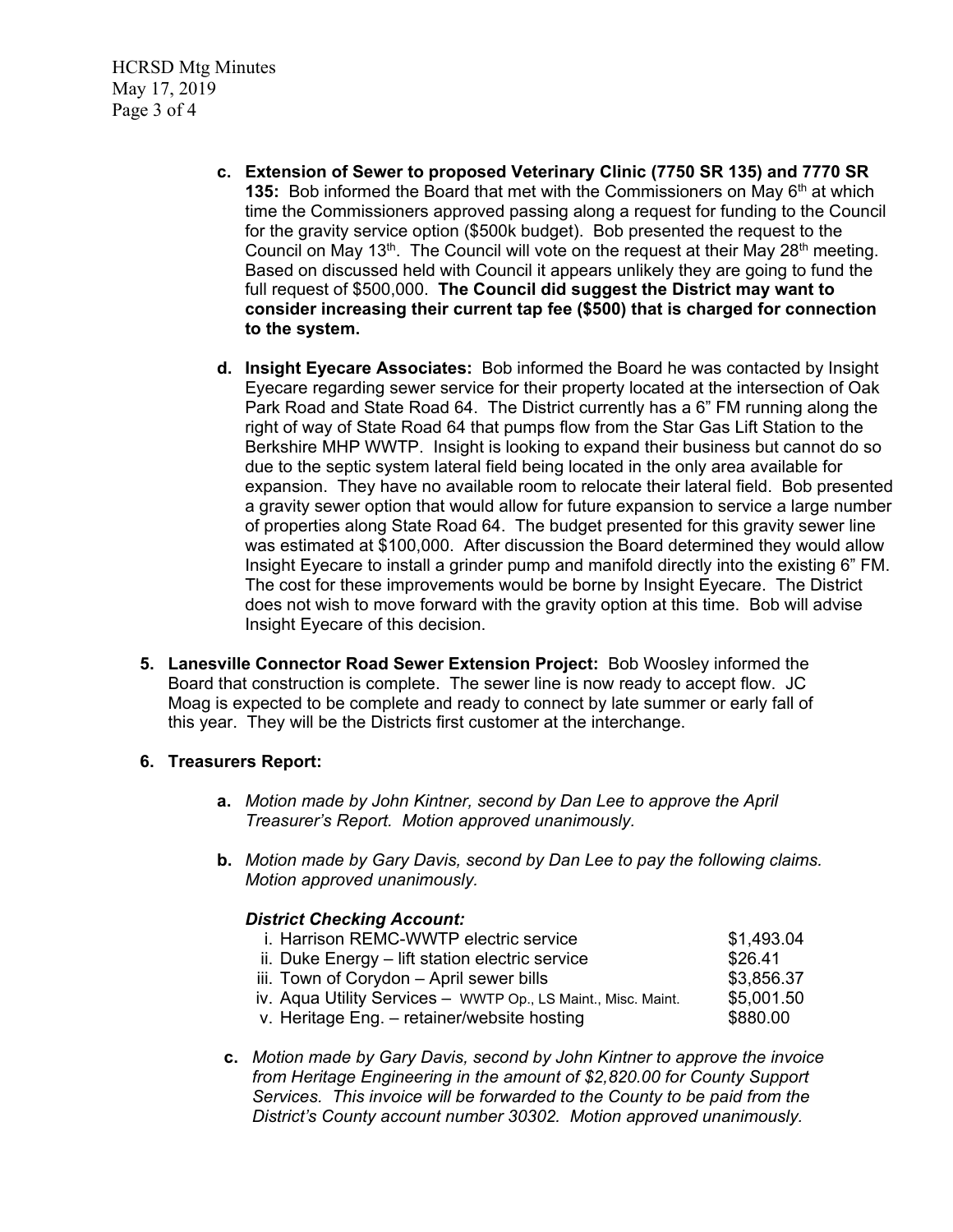c. **Extension of Sewer to proposed Veterinary Clinic (7750 SR 135) and 7770 SR 135:** Bob informed the Board that met with the Commissioners on May 6th at which time the Commissioners approved passing along a request for funding to the Council for the gravity service option ($500k budget). Bob presented the request to the Council on May 13th. The Council will vote on the request at their May 28th meeting. Based on discussed held with Council it appears unlikely they are going to fund the full request of $500,000. **The Council did suggest the District may want to consider increasing their current tap fee ($500) that is charged for connection to the system.**

d. **Insight Eyecare Associates:** Bob informed the Board he was contacted by Insight Eyecare regarding sewer service for their property located at the intersection of Oak Park Road and State Road 64. The District currently has a 6" FM running along the right of way of State Road 64 that pumps flow from the Star Gas Lift Station to the Berkshire MHP WWTP. Insight is looking to expand their business but cannot do so due to the septic system lateral field being located in the only area available for expansion. They have no available room to relocate their lateral field. Bob presented a gravity sewer option that would allow for future expansion to service a large number of properties along State Road 64. The budget presented for this gravity sewer line was estimated at $100,000. After discussion the Board determined they would allow Insight Eyecare to install a grinder pump and manifold directly into the existing 6" FM. The cost for these improvements would be borne by Insight Eyecare. The District does not wish to move forward with the gravity option at this time. Bob will advise Insight Eyecare of this decision.

5. **Lanesville Connector Road Sewer Extension Project:** Bob Woosley informed the Board that construction is complete. The sewer line is now ready to accept flow. JC Moag is expected to be complete and ready to connect by late summer or early fall of this year. They will be the Districts first customer at the interchange.

6. **Treasurers Report:**

   a. *Motion made by John Kintner, second by Dan Lee to approve the April Treasurer's Report. Motion approved unanimously.*

   b. *Motion made by Gary Davis, second by Dan Lee to pay the following claims. Motion approved unanimously.*

   ***District Checking Account:***

   | | |
   |---|---|
   | i. Harrison REMC-WWTP electric service | $1,493.04 |
   | ii. Duke Energy – lift station electric service | $26.41 |
   | iii. Town of Corydon – April sewer bills | $3,856.37 |
   | iv. Aqua Utility Services – WWTP Op., LS Maint., Misc. Maint. | $5,001.50 |
   | v. Heritage Eng. – retainer/website hosting | $880.00 |

   c. *Motion made by Gary Davis, second by John Kintner to approve the invoice from Heritage Engineering in the amount of $2,820.00 for County Support Services. This invoice will be forwarded to the County to be paid from the District's County account number 30302. Motion approved unanimously.*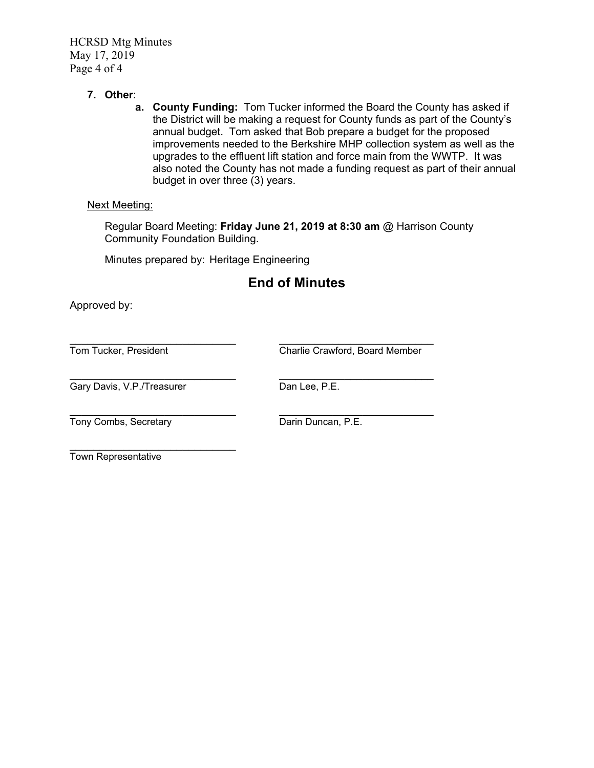7. **Other**:

   a. **County Funding:** Tom Tucker informed the Board the County has asked if the District will be making a request for County funds as part of the County's annual budget. Tom asked that Bob prepare a budget for the proposed improvements needed to the Berkshire MHP collection system as well as the upgrades to the effluent lift station and force main from the WWTP. It was also noted the County has not made a funding request as part of their annual budget in over three (3) years.

<u>Next Meeting:</u>

Regular Board Meeting: **Friday June 21, 2019 at 8:30 am** @ Harrison County Community Foundation Building.

Minutes prepared by: Heritage Engineering

## End of Minutes

Approved by:

| | |
|---|---|
| ______________________________ | ______________________________ |
| Tom Tucker, President | Charlie Crawford, Board Member |
| ______________________________ | ______________________________ |
| Gary Davis, V.P./Treasurer | Dan Lee, P.E. |
| ______________________________ | ______________________________ |
| Tony Combs, Secretary | Darin Duncan, P.E. |
| ______________________________ | |
| Town Representative | |